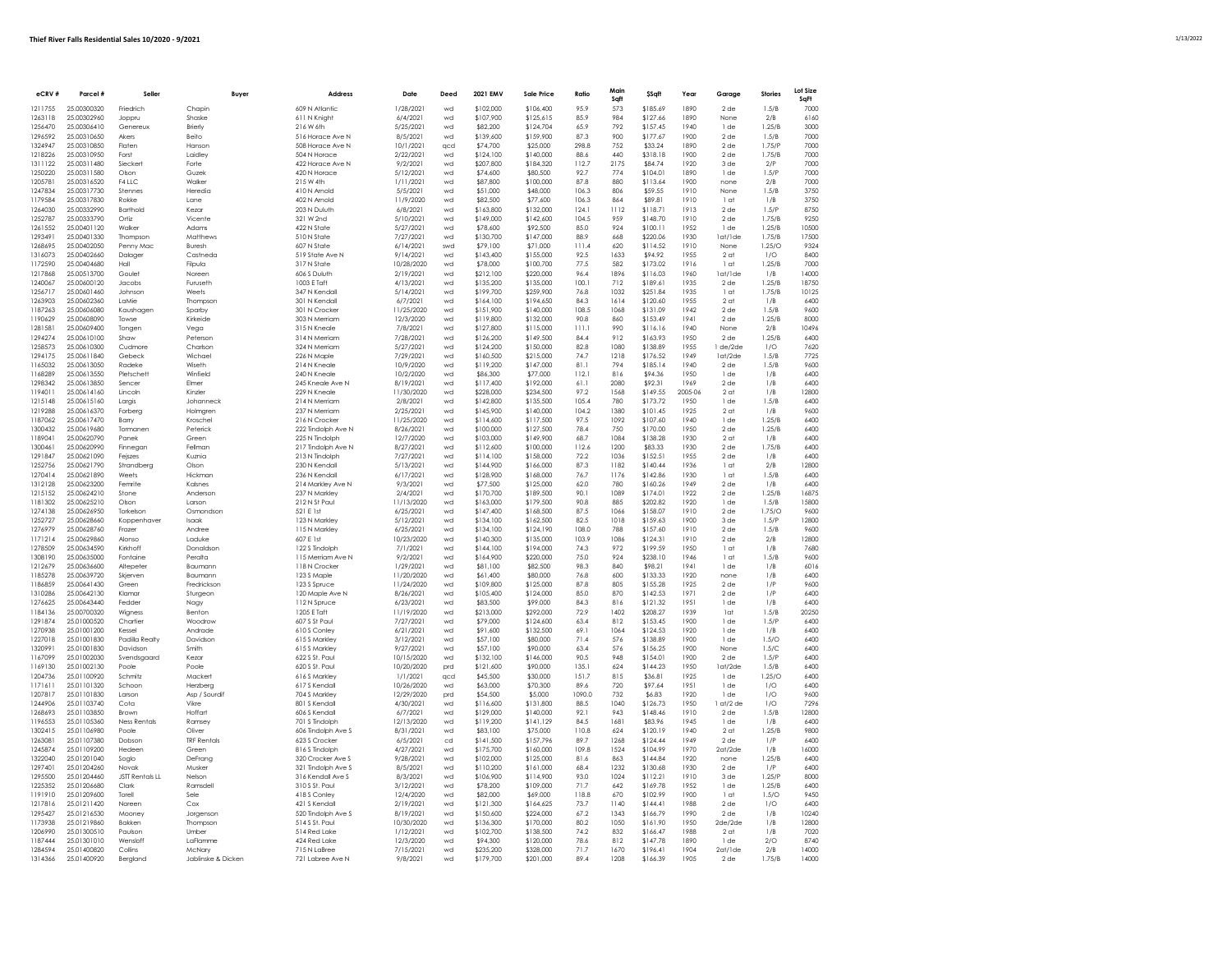# Thief River Falls Residential Sales 10/2020 - 9/2021

| eCRV # | Parcel # | Seller | Buyer | Address | Date | Deed | 2021 EMV | Sale Price | Ratio | Main Sqft | $Sqft | Year | Garage | Stories | Lot Size SqFt |
|---|---|---|---|---|---|---|---|---|---|---|---|---|---|---|---|
| 1211755 | 25.00300320 | Friedrich | Chapin | 609 N Atlantic | 1/28/2021 | wd | $102,000 | $106,400 | 95.9 | 573 | $185.69 | 1890 | 2 de | 1.5/B | 7000 |
| 1263118 | 25.00302960 | Joppru | Shaske | 611 N Knight | 6/4/2021 | wd | $107,900 | $125,615 | 85.9 | 984 | $127.66 | 1890 | None | 2/B | 6160 |
| 1256470 | 25.00306410 | Genereux | Brierly | 216 W 6th | 5/25/2021 | wd | $82,200 | $124,704 | 65.9 | 792 | $157.45 | 1940 | 1 de | 1.25/B | 3000 |
| 1296592 | 25.00310650 | Akers | Beito | 516 Horace Ave N | 8/5/2021 | wd | $139,600 | $159,900 | 87.3 | 900 | $177.67 | 1900 | 2 de | 1.5/B | 7000 |
| 1324947 | 25.00310850 | Flaten | Hanson | 508 Horace Ave N | 10/1/2021 | qcd | $74,700 | $25,000 | 298.8 | 752 | $33.24 | 1890 | 2 de | 1.75/P | 7000 |
| 1218226 | 25.00310950 | Forst | Laidley | 504 N Horace | 2/22/2021 | wd | $124,100 | $140,000 | 88.6 | 440 | $318.18 | 1900 | 2 de | 1.75/B | 7000 |
| 1311122 | 25.00311480 | Sieckert | Forte | 422 Horace Ave N | 9/2/2021 | wd | $207,800 | $184,320 | 112.7 | 2175 | $84.74 | 1920 | 3 de | 2/P | 7000 |
| 1250220 | 25.00311580 | Olson | Guzek | 420 N Horace | 5/12/2021 | wd | $74,600 | $80,500 | 92.7 | 774 | $104.01 | 1890 | 1 de | 1.5/P | 7000 |
| 1205781 | 25.00316520 | F4 LLC | Walker | 215 W 4th | 1/11/2021 | wd | $87,800 | $100,000 | 87.8 | 880 | $113.64 | 1900 | none | 2/B | 7000 |
| 1247834 | 25.00317730 | Stennes | Heredia | 410 N Arnold | 5/5/2021 | wd | $51,000 | $48,000 | 106.3 | 806 | $59.55 | 1910 | None | 1.5/B | 3750 |
| 1179584 | 25.00317830 | Rokke | Lane | 402 N Arnold | 11/9/2020 | wd | $82,500 | $77,600 | 106.3 | 864 | $89.81 | 1910 | 1 at | 1/B | 3750 |
| 1264030 | 25.00332990 | Barthold | Kezar | 203 N Duluth | 6/8/2021 | wd | $163,800 | $132,000 | 124.1 | 1112 | $118.71 | 1913 | 2 de | 1.5/P | 8750 |
| 1252787 | 25.00333790 | Ortiz | Vicente | 321 W 2nd | 5/10/2021 | wd | $149,000 | $142,600 | 104.5 | 959 | $148.70 | 1910 | 2 de | 1.75/B | 9250 |
| 1261552 | 25.00401120 | Walker | Adams | 422 N State | 5/27/2021 | wd | $78,600 | $92,500 | 85.0 | 924 | $100.11 | 1952 | 1 de | 1.25/B | 10500 |
| 1293491 | 25.00401330 | Thompson | Matthews | 510 N State | 7/27/2021 | wd | $130,700 | $147,000 | 88.9 | 668 | $220.06 | 1930 | 1at/1de | 1.75/B | 17500 |
| 1268695 | 25.00402050 | Penny Mac | Buresh | 607 N State | 6/14/2021 | swd | $79,100 | $71,000 | 111.4 | 620 | $114.52 | 1910 | None | 1.25/O | 9324 |
| 1316073 | 25.00402660 | Dalager | Castneda | 519 State Ave N | 9/14/2021 | wd | $143,400 | $155,000 | 92.5 | 1633 | $94.92 | 1955 | 2 at | 1/O | 8400 |
| 1172590 | 25.00404680 | Hall | Filpula | 317 N State | 10/28/2020 | wd | $78,000 | $100,700 | 77.5 | 582 | $173.02 | 1916 | 1 at | 1.25/B | 7000 |
| 1217868 | 25.00513700 | Goulet | Noreen | 606 S Duluth | 2/19/2021 | wd | $212,100 | $220,000 | 96.4 | 1896 | $116.03 | 1960 | 1at/1de | 1/B | 14000 |
| 1240067 | 25.00600120 | Jacobs | Furuseth | 1003 E Taft | 4/13/2021 | wd | $135,200 | $135,000 | 100.1 | 712 | $189.61 | 1935 | 2 de | 1.25/B | 18750 |
| 1256717 | 25.00601460 | Johnson | Weets | 347 N Kendall | 5/14/2021 | wd | $199,700 | $259,900 | 76.8 | 1032 | $251.84 | 1935 | 1 at | 1.75/B | 10125 |
| 1263903 | 25.00602360 | LaMie | Thompson | 301 N Kendall | 6/7/2021 | wd | $164,100 | $194,650 | 84.3 | 1614 | $120.60 | 1955 | 2 at | 1/B | 6400 |
| 1187263 | 25.00606080 | Kaushagen | Sparby | 301 N Crocker | 11/25/2020 | wd | $151,900 | $140,000 | 108.5 | 1068 | $131.09 | 1942 | 2 de | 1.5/B | 9600 |
| 1190629 | 25.00608090 | Towse | Kirkeide | 303 N Merriam | 12/3/2020 | wd | $119,800 | $132,000 | 90.8 | 860 | $153.49 | 1941 | 2 de | 1.25/B | 8000 |
| 1281581 | 25.00609400 | Tongen | Vega | 315 N Kneale | 7/8/2021 | wd | $127,800 | $115,000 | 111.1 | 990 | $116.16 | 1940 | None | 2/B | 10496 |
| 1294274 | 25.00610100 | Shaw | Peterson | 314 N Merriam | 7/28/2021 | wd | $126,200 | $149,500 | 84.4 | 912 | $163.93 | 1950 | 2 de | 1.25/B | 6400 |
| 1258573 | 25.00610300 | Cudmore | Charlson | 324 N Merriam | 5/27/2021 | wd | $124,200 | $150,000 | 82.8 | 1080 | $138.89 | 1955 | 1 de/2de | 1/O | 7620 |
| 1294175 | 25.00611840 | Gebeck | Wichael | 226 N Maple | 7/29/2021 | wd | $160,500 | $215,000 | 74.7 | 1218 | $176.52 | 1949 | 1at/2de | 1.5/B | 7725 |
| 1165032 | 25.00613050 | Radeke | Wiseth | 214 N Kneale | 10/9/2020 | wd | $119,200 | $147,000 | 81.1 | 794 | $185.14 | 1940 | 2 de | 1.5/B | 9600 |
| 1168289 | 25.00613550 | Pietschett | Winfield | 240 N Kneale | 10/2/2020 | wd | $86,300 | $77,000 | 112.1 | 816 | $94.36 | 1950 | 1 de | 1/B | 6400 |
| 1298342 | 25.00613850 | Sencer | Elmer | 245 Kneale Ave N | 8/19/2021 | wd | $117,400 | $192,000 | 61.1 | 2080 | $92.31 | 1969 | 2 de | 1/B | 6400 |
| 1194011 | 25.00614160 | Lincoln | Kinzler | 229 N Kneale | 11/30/2020 | wd | $228,000 | $234,500 | 97.2 | 1568 | $149.55 | 2005-06 | 2 at | 1/B | 12800 |
| 1215148 | 25.00615160 | Largis | Johanneck | 214 N Merriam | 2/8/2021 | wd | $142,800 | $135,500 | 105.4 | 780 | $173.72 | 1950 | 1 de | 1.5/B | 6400 |
| 1219288 | 25.00616370 | Forberg | Holmgren | 237 N Merriam | 2/25/2021 | wd | $145,900 | $140,000 | 104.2 | 1380 | $101.45 | 1925 | 2 at | 1/B | 9600 |
| 1187062 | 25.00617470 | Barry | Kroschel | 216 N Crocker | 11/25/2020 | wd | $114,600 | $117,500 | 97.5 | 1092 | $107.60 | 1940 | 1 de | 1.25/B | 6400 |
| 1300432 | 25.00619680 | Tormanen | Peterick | 222 Tindolph Ave N | 8/26/2021 | wd | $100,000 | $127,500 | 78.4 | 750 | $170.00 | 1950 | 2 de | 1.25/B | 6400 |
| 1189041 | 25.00620790 | Panek | Green | 225 N Tindolph | 12/7/2020 | wd | $103,000 | $149,900 | 68.7 | 1084 | $138.28 | 1930 | 2 at | 1/B | 6400 |
| 1300461 | 25.00620990 | Finnegan | Fellman | 217 Tindolph Ave N | 8/27/2021 | wd | $112,600 | $100,000 | 112.6 | 1200 | $83.33 | 1930 | 2 de | 1.75/B | 6400 |
| 1291847 | 25.00621090 | Fejszes | Kuznia | 213 N Tindolph | 7/27/2021 | wd | $114,100 | $158,000 | 72.2 | 1036 | $152.51 | 1955 | 2 de | 1/B | 6400 |
| 1252756 | 25.00621790 | Strandberg | Olson | 230 N Kendall | 5/13/2021 | wd | $144,900 | $166,000 | 87.3 | 1182 | $140.44 | 1936 | 1 at | 2/B | 12800 |
| 1270414 | 25.00621890 | Weets | Hickman | 236 N Kendall | 6/17/2021 | wd | $128,900 | $168,000 | 76.7 | 1176 | $142.86 | 1930 | 1 at | 1.5/B | 6400 |
| 1312128 | 25.00623200 | Femrite | Kalsnes | 214 Markley Ave N | 9/3/2021 | wd | $77,500 | $125,000 | 62.0 | 780 | $160.26 | 1949 | 2 de | 1/B | 6400 |
| 1215152 | 25.00624210 | Stone | Anderson | 237 N Markley | 2/4/2021 | wd | $170,700 | $189,500 | 90.1 | 1089 | $174.01 | 1922 | 2 de | 1.25/B | 16875 |
| 1181302 | 25.00625210 | Olson | Larson | 212 N St Paul | 11/13/2020 | wd | $163,000 | $179,500 | 90.8 | 885 | $202.82 | 1920 | 1 de | 1.5/B | 15800 |
| 1274138 | 25.00626950 | Torkelson | Osmondson | 521 E 1st | 6/25/2021 | wd | $147,400 | $168,500 | 87.5 | 1066 | $158.07 | 1910 | 2 de | 1.75/O | 9600 |
| 1252727 | 25.00628660 | Koppenhaver | Isaak | 123 N Markley | 5/12/2021 | wd | $134,100 | $162,500 | 82.5 | 1018 | $159.63 | 1900 | 3 de | 1.5/P | 12800 |
| 1276979 | 25.00628760 | Frazer | Andree | 115 N Markley | 6/25/2021 | wd | $134,100 | $124,190 | 108.0 | 788 | $157.60 | 1910 | 2 de | 1.5/B | 9600 |
| 1171214 | 25.00629860 | Alonso | Laduke | 607 E 1st | 10/23/2020 | wd | $140,300 | $135,000 | 103.9 | 1086 | $124.31 | 1910 | 2 de | 2/B | 12800 |
| 1278509 | 25.00634590 | Kirkhoff | Donaldson | 122 S Tindolph | 7/1/2021 | wd | $144,100 | $194,000 | 74.3 | 972 | $199.59 | 1950 | 1 at | 1/B | 7680 |
| 1308190 | 25.00635000 | Fontaine | Peralta | 115 Merriam Ave N | 9/2/2021 | wd | $164,900 | $220,000 | 75.0 | 924 | $238.10 | 1946 | 1 at | 1.5/B | 9600 |
| 1212679 | 25.00636600 | Altepeter | Baumann | 118 N Crocker | 1/29/2021 | wd | $81,100 | $82,500 | 98.3 | 840 | $98.21 | 1941 | 1 de | 1/B | 6016 |
| 1185278 | 25.00639720 | Skjerven | Baumann | 123 S Maple | 11/20/2020 | wd | $61,400 | $80,000 | 76.8 | 600 | $133.33 | 1920 | none | 1/B | 6400 |
| 1186859 | 25.00641430 | Green | Fredrickson | 123 S Spruce | 11/24/2020 | wd | $109,800 | $125,000 | 87.8 | 805 | $155.28 | 1925 | 2 de | 1/P | 9600 |
| 1310286 | 25.00642130 | Klamar | Sturgeon | 120 Maple Ave N | 8/26/2021 | wd | $105,400 | $124,000 | 85.0 | 870 | $142.53 | 1971 | 2 de | 1/P | 6400 |
| 1276625 | 25.00643440 | Fedder | Nagy | 112 N Spruce | 6/23/2021 | wd | $83,500 | $99,000 | 84.3 | 816 | $121.32 | 1951 | 1 de | 1/B | 6400 |
| 1184136 | 25.00700320 | Wigness | Benton | 1205 E Taft | 11/19/2020 | wd | $213,000 | $292,000 | 72.9 | 1402 | $208.27 | 1939 | 1at | 1.5/B | 20250 |
| 1291874 | 25.01000520 | Chartier | Woodrow | 607 S St Paul | 7/27/2021 | wd | $79,000 | $124,600 | 63.4 | 812 | $153.45 | 1900 | 1 de | 1.5/P | 6400 |
| 1270938 | 25.01001200 | Kessel | Andrade | 610 S Conley | 6/21/2021 | wd | $91,600 | $132,500 | 69.1 | 1064 | $124.53 | 1920 | 1 de | 1/B | 6400 |
| 1227018 | 25.01001830 | Padilla Realty | Davidson | 615 S Markley | 3/12/2021 | wd | $57,100 | $80,000 | 71.4 | 576 | $138.89 | 1900 | 1 de | 1.5/O | 6400 |
| 1320991 | 25.01001830 | Davidson | Smith | 615 S Markley | 9/27/2021 | wd | $57,100 | $90,000 | 63.4 | 576 | $156.25 | 1900 | None | 1.5/C | 6400 |
| 1167099 | 25.01002030 | Svendsgaard | Kezar | 622 S St. Paul | 10/15/2020 | wd | $132,100 | $146,000 | 90.5 | 948 | $154.01 | 1900 | 2 de | 1.5/P | 6400 |
| 1169130 | 25.01002130 | Poole | Poole | 620 S St. Paul | 10/20/2020 | prd | $121,600 | $90,000 | 135.1 | 624 | $144.23 | 1950 | 1at/2de | 1.5/B | 6400 |
| 1204736 | 25.01100920 | Schmitz | Mackert | 616 S Markley | 1/1/2021 | qcd | $45,500 | $30,000 | 151.7 | 815 | $36.81 | 1925 | 1 de | 1.25/O | 6400 |
| 1171611 | 25.01101320 | Schoon | Herzberg | 617 S Kendall | 10/26/2020 | wd | $63,000 | $70,300 | 89.6 | 720 | $97.64 | 1951 | 1 de | 1/O | 6400 |
| 1207817 | 25.01101830 | Larson | Asp / Sourdif | 704 S Markley | 12/29/2020 | prd | $54,500 | $5,000 | 1090.0 | 732 | $6.83 | 1920 | 1 de | 1/O | 9600 |
| 1244906 | 25.01103740 | Cota | Vikre | 801 S Kendall | 4/30/2021 | wd | $116,600 | $131,800 | 88.5 | 1040 | $126.73 | 1950 | 1 at/2 de | 1/O | 7296 |
| 1268693 | 25.01103850 | Brown | Hoffart | 606 S Kendall | 6/7/2021 | wd | $129,000 | $140,000 | 92.1 | 943 | $148.46 | 1910 | 2 de | 1.5/B | 12800 |
| 1196553 | 25.01105360 | Ness Rentals | Ramsey | 701 S Tindolph | 12/13/2020 | wd | $119,200 | $141,129 | 84.5 | 1681 | $83.96 | 1945 | 1 de | 1/B | 6400 |
| 1302415 | 25.01106980 | Poole | Oliver | 606 Tindolph Ave S | 8/31/2021 | wd | $83,100 | $75,000 | 110.8 | 624 | $120.19 | 1940 | 2 at | 1.25/B | 9800 |
| 1263081 | 25.01107380 | Dobson | TRF Rentals | 623 S Crocker | 6/5/2021 | cd | $141,500 | $157,796 | 89.7 | 1268 | $124.44 | 1949 | 2 de | 1/P | 6400 |
| 1245874 | 25.01109200 | Hedeen | Green | 816 S Tindolph | 4/27/2021 | wd | $175,700 | $160,000 | 109.8 | 1524 | $104.99 | 1970 | 2at/2de | 1/B | 16000 |
| 1322040 | 25.01201040 | Soglo | DeFrang | 320 Crocker Ave S | 9/28/2021 | wd | $102,000 | $125,000 | 81.6 | 863 | $144.84 | 1920 | none | 1.25/B | 6400 |
| 1297401 | 25.01204260 | Novak | Musker | 321 Tindolph Ave S | 8/5/2021 | wd | $110,200 | $161,000 | 68.4 | 1232 | $130.68 | 1930 | 2 de | 1/P | 6400 |
| 1295500 | 25.01204460 | JSTT Rentals LL | Nelson | 316 Kendall Ave S | 8/3/2021 | wd | $106,900 | $114,900 | 93.0 | 1024 | $112.21 | 1910 | 3 de | 1.25/P | 8000 |
| 1225352 | 25.01206680 | Clark | Ramsdell | 310 S St. Paul | 3/12/2021 | wd | $78,200 | $109,000 | 71.7 | 642 | $169.78 | 1952 | 1 de | 1.25/B | 6400 |
| 1191910 | 25.01209600 | Torell | Sele | 418 S Conley | 12/4/2020 | wd | $82,000 | $69,000 | 118.8 | 670 | $102.99 | 1900 | 1 at | 1.5/O | 9450 |
| 1217816 | 25.01211420 | Noreen | Cox | 421 S Kendall | 2/19/2021 | wd | $121,300 | $164,625 | 73.7 | 1140 | $144.41 | 1988 | 2 de | 1/O | 6400 |
| 1295427 | 25.01216530 | Mooney | Jorgenson | 520 Tindolph Ave S | 8/19/2021 | wd | $150,600 | $224,000 | 67.2 | 1343 | $166.79 | 1990 | 2 de | 1/B | 10240 |
| 1173938 | 25.01219860 | Bakken | Thompson | 514 S St. Paul | 10/30/2020 | wd | $136,300 | $170,000 | 80.2 | 1050 | $161.90 | 1950 | 2de/2de | 1/B | 12800 |
| 1206990 | 25.01300510 | Paulson | Umber | 514 Red Lake | 1/12/2021 | wd | $102,700 | $138,500 | 74.2 | 832 | $166.47 | 1988 | 2 at | 1/B | 7020 |
| 1187444 | 25.01301010 | Wensloff | LaFlamme | 424 Red Lake | 12/3/2020 | wd | $94,300 | $120,000 | 78.6 | 812 | $147.78 | 1890 | 1 de | 2/O | 8740 |
| 1284594 | 25.01400820 | Collins | McNary | 715 N LaBree | 7/15/2021 | wd | $235,200 | $328,000 | 71.7 | 1670 | $196.41 | 1904 | 2at/1de | 2/B | 14000 |
| 1314366 | 25.01400920 | Bergland | Jablinske & Dicken | 721 Labree Ave N | 9/8/2021 | wd | $179,700 | $201,000 | 89.4 | 1208 | $166.39 | 1905 | 2 de | 1.75/B | 14000 |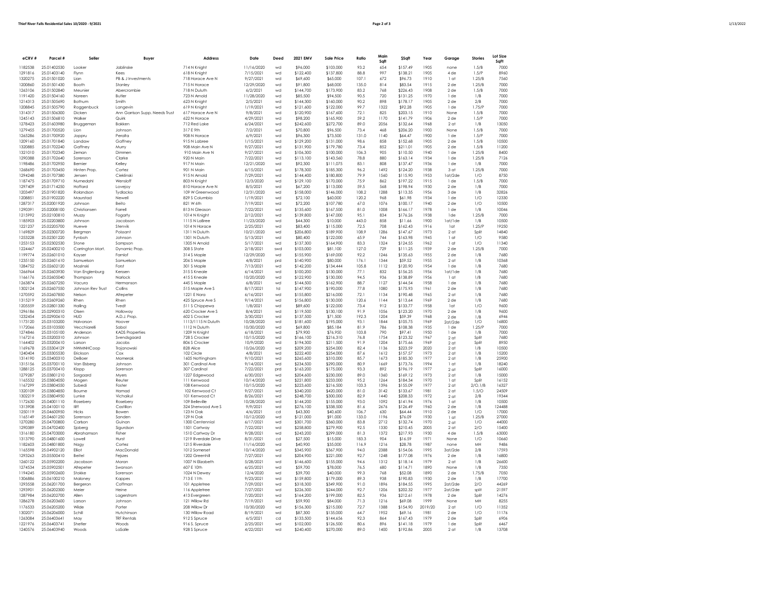| eCRV # | Parcel # | Seller | Buyer | Address | Date | Deed | 2021 EMV | Sale Price | Ratio | Main Sqft | $Sqft | Year | Garage | Stories | Lot Size SqFt |
|---|---|---|---|---|---|---|---|---|---|---|---|---|---|---|---|
| 1182538 | 25.01402530 | Looker | Jablinske | 714 N Knight | 11/16/2020 | wd | $96,000 | $103,000 | 93.2 | 654 | $157.49 | 1905 | none | 1.5/B | 7000 |
| 1291816 | 25.01403140 | Flynn | Kees | 618 N Knight | 7/15/2021 | wd | $122,400 | $137,800 | 88.8 | 997 | $138.21 | 1905 | 4 de | 1.5/P | 8960 |
| 1320275 | 25.01501020 | Lian | PB & J Investments | 718 Horace Ave N | 9/27/2021 | wd | $69,600 | $65,000 | 107.1 | 672 | $96.73 | 1910 | 1 at | 1.25/B | 7560 |
| 1200860 | 25.01501430 | Booth | Stanley | 715 N Horace | 12/29/2020 | wd | $91,800 | $68,000 | 135.0 | 814 | $83.54 | 1915 | 2 de | 1.25/B | 7000 |
| 1263106 | 25.01502840 | Meunier | Abercrombie | 718 N Duluth | 6/2/2021 | wd | $144,700 | $173,900 | 83.2 | 768 | $226.43 | 1908 | 2 de | 1.5/B | 7000 |
| 1191420 | 25.01504160 | Noreen | Butler | 723 N Arnold | 11/28/2020 | wd | $85,500 | $94,500 | 90.5 | 720 | $131.25 | 1970 | 1 de | 1/B | 7000 |
| 1214313 | 25.01505690 | Bothum | Smith | 623 N Knight | 2/5/2021 | wd | $144,300 | $160,000 | 90.2 | 898 | $178.17 | 1905 | 2 de | 2/B | 7000 |
| 1208845 | 25.01505790 | Roggenbuck | Langevin | 619 N Knight | 1/19/2021 | wd | $121,600 | $122,000 | 99.7 | 1322 | $92.28 | 1905 | 1 de | 1.75/P | 7000 |
| 1314317 | 25.01506300 | Dicken | Ann Garrison Supp. Needs Trust | 617 Horace Ave N | 9/8/2021 | wd | $120,900 | $167,600 | 72.1 | 825 | $203.15 | 1910 | None | 1.5/B | 7000 |
| 1245143 | 25.01506810 | Walker | Quirk | 622 N Horace | 4/29/2021 | wd | $98,200 | $165,900 | 59.2 | 1170 | $141.79 | 1906 | 2 de | 1.5/P | 7000 |
| 1278423 | 25.01603980 | Bruggeman | Bakken | 712 Red Lake | 6/24/2021 | wd | $242,600 | $272,700 | 89.0 | 2056 | $132.64 | 1968 | 2 at | 1/B | 13050 |
| 1279455 | 25.01700520 | Lion | Johnson | 317 E 9th | 7/2/2021 | wd | $70,800 | $96,500 | 73.4 | 468 | $206.20 | 1900 | None | 1.5/B | 7000 |
| 1265286 | 25.01700920 | Joppru | Peralta | 908 N Horace | 6/9/2021 | wd | $96,300 | $73,500 | 131.0 | 1140 | $64.47 | 1900 | 1 de | 1.5/P | 7000 |
| 1209160 | 25.01701840 | Landow | Gaffney | 915 N Labree | 1/15/2021 | wd | $129,200 | $131,000 | 98.6 | 858 | $152.68 | 1905 | 2 de | 1.5/B | 10500 |
| 1320885 | 25.01702240 | Gaffney | Murry | 908 Main Ave N | 9/27/2021 | wd | $131,900 | $179,780 | 73.4 | 852 | $211.01 | 1905 | 2 de | 1.5/B | 11200 |
| 1321010 | 25.01702340 | Zeman | Dimmen | 910 Main Ave N | 9/27/2021 | wd | $106,300 | $100,000 | 106.3 | 905 | $110.50 | 1940 | 1 de | 1.25/B | 8400 |
| 1290388 | 25.01702640 | Sorenson | Clarke | 920 N Main | 7/22/2021 | wd | $113,100 | $143,560 | 78.8 | 880 | $163.14 | 1934 | 1 de | 1.25/B | 7126 |
| 1198486 | 25.01702950 | Bernier | Kelley | 917 N Main | 12/21/2020 | wd | $92,300 | $111,075 | 83.1 | 808 | $137.47 | 1936 | 1 de | 1/B | 7000 |
| 1268690 | 25.01703450 | Hinten Prop. | Cortez | 901 N Main | 6/15/2021 | wd | $178,300 | $185,300 | 96.2 | 1492 | $124.20 | 1938 | 3 at | 1.25/B | 7000 |
| 1294248 | 25.01707380 | Jensen | Cieklinski | 915 N Arnold | 7/29/2021 | wd | $144,400 | $180,800 | 79.9 | 1560 | $115.90 | 1953 | 1at/2de | 1/O | 8750 |
| 1187475 | 25.01709710 | Numedahl | Wensloff | 803 N Knight | 12/3/2020 | wd | $129,100 | $170,000 | 75.9 | 862 | $197.22 | 1915 | 1 de | 1.5/B | 7000 |
| 1297409 | 25.01714250 | Hoffard | Lovejoy | 810 Horace Ave N | 8/5/2021 | wd | $67,200 | $113,000 | 59.5 | 568 | $198.94 | 1930 | 2 de | 1/B | 7000 |
| 1203497 | 25.01901820 | Rolandson | Tydlacka | 109 W Greenwood | 12/31/2020 | wd | $158,000 | $146,000 | 108.2 | 1288 | $113.35 | 1956 | 3 de | 1/B | 32826 |
| 1208851 | 25.01902220 | Maurstad | Newell | 829 S Columbia | 1/19/2021 | wd | $72,100 | $60,000 | 120.2 | 968 | $61.98 | 1934 | 1 de | 1/O | 12330 |
| 1287317 | 25.02001920 | Johnson | Beito | 821 W 6th | 7/19/2021 | wd | $72,200 | $107,780 | 67.0 | 1076 | $100.17 | 1940 | 2 de | 1/O | 10500 |
| 1290391 | 25.02008100 | Christiansen | Farrell | 813 N Gleason | 7/22/2021 | wd | $135,600 | $167,500 | 81.0 | 1008 | $166.17 | 1978 | 1 de | 1/B | 10046 |
| 1215992 | 25.02100810 | Muzzy | Fogarty | 1014 N Knight | 2/12/2021 | wd | $139,800 | $147,000 | 95.1 | 834 | $176.26 | 1938 | 1de | 1.25/B | 7000 |
| 1185903 | 25.02203800 | Johnson | Jacobson | 1115 N LaBree | 11/23/2020 | wd | $44,300 | $10,000 | 443.0 | 858 | $11.66 | 1900 | 1at/1de | 1/B | 10500 |
| 1221237 | 25.02205700 | Huewe | Stenvik | 1014 N Horace | 2/25/2021 | wd | $83,400 | $115,000 | 72.5 | 708 | $162.43 | 1916 | 1at | 1.25/P | 19250 |
| 1169829 | 25.02300720 | Bergman | Poissant | 1311 N Duluth | 10/21/2020 | wd | $206,800 | $189,900 | 108.9 | 1286 | $147.67 | 1973 | 2 at | Split | 14840 |
| 1253228 | 25.02301220 | Fynboh | Johnson | 1301 N Duluth | 5/13/2021 | wd | $80,400 | $122,000 | 65.9 | 744 | $163.98 | 1945 | 1 at | 1/O | 9580 |
| 1253153 | 25.02302530 | Stone | Sampson | 1305 N Arnold | 5/17/2021 | wd | $137,300 | $164,900 | 83.3 | 1324 | $124.55 | 1962 | 1 at | 1/O | 11340 |
| 1224467 | 25.02400210 | Carrington Mort. | Dynamic Prop. | 308 S State | 2/18/2021 | swd | $103,000 | $81,100 | 127.0 | 729 | $111.25 | 1939 | 2 de | 1.25/B | 7000 |
| 1199774 | 25.02601010 | Kayser | Farnlof | 314 S Maple | 12/29/2020 | wd | $155,900 | $169,000 | 92.2 | 1246 | $135.63 | 1955 | 2 de | 1/B | 7680 |
| 1235150 | 25.02601610 | Samuelson | Samuelson | 206 S Maple | 4/8/2021 | prd | $140,900 | $80,000 | 176.1 | 1344 | $59.52 | 1955 | 2 at | 1/B | 10368 |
| 1284752 | 25.02602120 | Mozinski | Forst | 301 S Maple | 7/13/2021 | wd | $142,200 | $134,444 | 105.8 | 1112 | $120.90 | 1954 | 1 de | 1/B | 7680 |
| 1266964 | 25.02603930 | Van Englenburg | Kerssen | 315 S Kneale | 6/14/2021 | wd | $100,200 | $130,000 | 77.1 | 832 | $156.25 | 1956 | 1at/1de | 1/B | 7680 |
| 1166176 | 25.02605040 | Thompson | Narlock | 415 S Kneale | 10/20/2020 | wd | $122,900 | $130,000 | 94.5 | 936 | $138.89 | 1956 | 1 at | 1/B | 7680 |
| 1263874 | 25.02607250 | Vacura | Hermanson | 445 S Maple | 6/8/2021 | wd | $144,500 | $162,900 | 88.7 | 1127 | $144.54 | 1958 | 1 de | 1/B | 7680 |
| 1302124 | 25.02607550 | Johnson Rev Trust | Collins | 515 Maple Ave S | 8/17/2021 | td | $147,900 | $190,000 | 77.8 | 1080 | $175.93 | 1961 | 2 de | 1/B | 7680 |
| 1270592 | 25.02607850 | Nelson | Altepeter | 1221 E Nora | 6/16/2021 | wd | $155,800 | $216,000 | 72.1 | 1134 | $190.48 | 1965 | 2 at | 1/B | 7680 |
| 1315219 | 25.02609260 | Rhen | Rhen | 425 Spruce Ave S | 9/14/2021 | wd | $156,800 | $130,000 | 120.6 | 1144 | $113.64 | 1969 | 2 de | 1/B | 7680 |
| 1205559 | 25.02801330 | Halling | Tvedt | 511 S Chippewa | 1/8/2021 | wd | $89,600 | $122,000 | 73.4 | 912 | $133.77 | 1958 | 1at | 1/O | 9600 |
| 1296186 | 25.02900310 | Olsen | Holloway | 620 Crocker Ave S | 8/4/2021 | wd | $119,500 | $130,100 | 91.9 | 1056 | $123.20 | 1970 | 2 de | 1/B | 9600 |
| 1232454 | 25.02900610 | HUD | A.D.J. Prop. | 602 S Crocker | 3/30/2021 | wd | $137,500 | $71,500 | 192.3 | 1204 | $59.39 | 1968 | 2 de | 1/B | 6946 |
| 1173120 | 25.03103200 | Halvorson | Hoover | 1113/1115 N Duluth | 10/28/2020 | wd | $181,600 | $195,000 | 93.1 | 1844 | $105.75 | 1969 | 2at/2de | 1/O | 16800 |
| 1172066 | 25.03103500 | Vecchiarelli | Sabol | 1112 N Duluth | 10/30/2020 | wd | $69,800 | $85,184 | 81.9 | 786 | $108.38 | 1935 | 1 de | 1.25/P | 7000 |
| 1274846 | 25.03105100 | Anderson | KADS Properties | 1209 N Knight | 6/18/2021 | wd | $79,900 | $76,950 | 103.8 | 790 | $97.41 | 1950 | 1 de | 1/B | 7000 |
| 1167216 | 25.03200310 | Johnson | Svendsgaard | 728 S Crocker | 10/15/2020 | wd | $166,100 | $216,310 | 76.8 | 1754 | $123.32 | 1967 | 2 at | Split | 7680 |
| 1164402 | 25.03200610 | Larson | Jacobs | 806 S Crocker | 10/9/2020 | wd | $194,300 | $211,500 | 91.9 | 1204 | $175.66 | 1969 | 2 at | Split | 8950 |
| 1169678 | 25.03304129 | NWMNHCoop | Trojanowski | 828 Alice | 10/26/2020 | wd | $209,200 | $254,000 | 82.4 | 1136 | $223.59 | 2020 | 2 at | 1/B | 10500 |
| 1240404 | 25.03305530 | Erickson | Cox | 102 Circle | 4/8/2021 | wd | $222,400 | $254,000 | 87.6 | 1612 | $157.57 | 1973 | 2 at | 1/B | 15200 |
| 1314190 | 25.03400310 | DeBoer | Momerak | 1605 Nottingham | 9/10/2021 | wd | $265,600 | $310,000 | 85.7 | 1673 | $185.30 | 1977 | 2 at | 1/B | 25900 |
| 1315156 | 25.03700110 | Van Elsberg | Johnson | 301 Cardinal Ave | 9/14/2021 | wd | $234,500 | $290,000 | 80.9 | 1669 | $173.76 | 1994 | 1 at | 1/B | 18240 |
| 1288125 | 25.03700410 | Klapp | Sorenson | 307 Cardinal | 7/22/2021 | prd | $163,200 | $175,000 | 93.3 | 892 | $196.19 | 1977 | 2 at | Split | 16000 |
| 1279287 | 25.03801210 | Sargaard | Myers | 1227 Edgewood | 6/30/2021 | wd | $204,600 | $230,000 | 89.0 | 1360 | $169.12 | 1973 | 2 at | 1/B | 15000 |
| 1165532 | 25.03804050 | Mogen | Reuter | 111 Kenwood | 10/14/2020 | wd | $221,800 | $233,000 | 95.2 | 1264 | $184.34 | 1970 | 1 at | Split | 16152 |
| 1167299 | 25.03804550 | Subedi | Foster | 108 Kenwood | 10/15/2020 | wd | $223,600 | $216,500 | 103.3 | 1396 | $155.09 | 1977 | 2 at | 2/O,1/B | 16327 |
| 1320109 | 25.03804850 | Bourne | Hamad | 102 Kenwood Ct | 9/27/2021 | wd | $340,200 | $420,000 | 81.0 | 3142 | $133.67 | 1981 | 2 at | 1.5/O | 24509 |
| 1302219 | 25.03804950 | Lunke | Vichaikul | 101 Kenwood Ct | 8/26/2021 | wd | $248,700 | $300,000 | 82.9 | 1440 | $208.33 | 1972 | 2 at | 2/B | 19344 |
| 1172630 | 25.04001110 | Rosebery | Rosebery | 109 Belleville | 10/28/2020 | wd | $144,200 | $155,000 | 93.0 | 1092 | $141.94 | 1976 | 1 at | 1/B | 10500 |
| 1313908 | 25.04100110 | Iliff | Castillon | 324 Sherwood Ave S | 9/9/2021 | wd | $276,100 | $338,500 | 81.6 | 2676 | $126.49 | 1960 | 2 de | 1/B | 124488 |
| 1250119 | 25.04600950 | Hicks | Bowen | 123 N Oak | 4/6/2021 | cd | $43,300 | $40,600 | 106.7 | 630 | $64.44 | 1910 | 2 de | 1/O | 17000 |
| 1165149 | 25.04601250 | Sorenson | Sanden | 129 N Oak | 10/12/2020 | wd | $121,000 | $91,000 | 133.0 | 1196 | $76.09 | 1930 | 1 at | 1.25/B | 27000 |
| 1270280 | 25.04700800 | Carlson | Guinan | 1300 Centennial | 6/17/2021 | wd | $301,700 | $360,000 | 83.8 | 2712 | $132.74 | 1970 | 2 at | 1/O | 44000 |
| 1290389 | 25.04702400 | Sjoberg | Sigurdson | 1501 Cartway | 7/22/2021 | wd | $258,800 | $279,900 | 92.5 | 1330 | $210.45 | 2005 | 2 at | 2/O | 15400 |
| 1316180 | 25.04703000 | Abrahamson | Fisher | 1510 Cartway Dr | 9/28/2021 | wd | $243,200 | $299,000 | 81.3 | 1372 | $217.93 | 1930 | 4 de | 1.5/B | 63000 |
| 1313790 | 25.04801600 | Lowell | Hurst | 1219 Riverdale Drive | 8/31/2021 | cd | $27,500 | $15,000 | 183.3 | 904 | $16.59 | 1971 | None | 1/O | 10660 |
| 1182603 | 25.04801800 | Nagy | Cortez | 1215 Riverdale | 11/16/2020 | wd | $40,900 | $35,000 | 116.9 | 1216 | $28.78 | 1987 | none | MH | 9486 |
| 1165598 | 25.04902120 | Elliot | MacDonald | 1012 Somerset | 10/14/2020 | wd | $345,900 | $367,900 | 94.0 | 2388 | $154.06 | 1995 | 3at/2de | 2/B | 17593 |
| 1293263 | 25.05500410 | Beitel | Fejszes | 1202 Greenhill | 7/27/2021 | wd | $204,900 | $221,000 | 92.7 | 1248 | $177.08 | 1976 | 2 de | 1/B | 16800 |
| 1260122 | 25.05902200 | Jacobson | Moran | 1007 N Elizabeth | 5/28/2021 | wd | $146,600 | $155,000 | 94.6 | 1312 | $118.14 | 1979 | 2 at | 1/B | 26600 |
| 1274534 | 25.05902501 | Altepeter | Swanson | 607 E 10th | 6/25/2021 | wd | $59,700 | $78,000 | 76.5 | 680 | $114.71 | 1890 | None | 1/B | 7350 |
| 1194245 | 25.05902600 | Stokke | Sorenson | 1024 N Dewey | 12/4/2020 | wd | $39,700 | $40,000 | 99.3 | 768 | $52.08 | 1890 | 2 de | 1.75/B | 7050 |
| 1306886 | 25.06100210 | Maloney | Kappes | 713 E 11th | 9/23/2021 | wd | $159,800 | $179,000 | 89.3 | 938 | $190.83 | 1930 | 2 de | 1/B | 17700 |
| 1293558 | 25.06201700 | Bergeron | Coffman | 101 Appletree | 7/29/2021 | wd | $318,300 | $349,900 | 91.0 | 1896 | $184.55 | 1995 | 2at/2de | 2/O | 44269 |
| 1293901 | 25.06202300 | Meier | Heine | 116 Appletree | 7/27/2021 | wd | $226,300 | $244,000 | 92.7 | 1206 | $202.32 | 1977 | 2at/2de | split | 21597 |
| 1287984 | 25.06202700 | Allen | Lagerstrom | 413 Evergreen | 7/20/2021 | wd | $164,200 | $199,000 | 82.5 | 936 | $212.61 | 1978 | 2 de | Split | 14276 |
| 1286278 | 25.06203600 | Larson | Johnson | 121 Willow Rd | 7/19/2021 | wd | $59,900 | $84,000 | 71.3 | 1216 | $69.08 | 1999 | None | MH | 8255 |
| 1176533 | 25.06205200 | Wilde | Porter | 208 Willow Dr | 10/30/2020 | wd | $156,300 | $215,000 | 72.7 | 1388 | $154.90 | 2019/20 | 2 at | 1/O | 11352 |
| 1302071 | 25.06206000 | Schill | Hutchinson | 130 Willow Road | 8/19/2021 | wd | $87,300 | $135,000 | 64.7 | 1952 | $69.16 | 1981 | 2 de | 1/O | 11176 |
| 1263084 | 25.06403641 | May | TRF Rentals | 912 S Spruce | 6/5/2021 | cd | $133,500 | $144,656 | 92.3 | 864 | $167.43 | 1979 | 2 de | Split | 6906 |
| 1221976 | 25.06403741 | Shetler | Woods | 916 S. Spruce | 2/25/2021 | wd | $102,000 | $126,500 | 80.6 | 896 | $141.18 | 1979 | 1 de | Split | 6467 |
| 1240576 | 25.06403940 | Woods | LaSalle | 928 S Spruce | 4/22/2021 | wd | $240,400 | $270,000 | 89.0 | 1400 | $192.86 | 2005 | 2 at | 1/B | 13708 |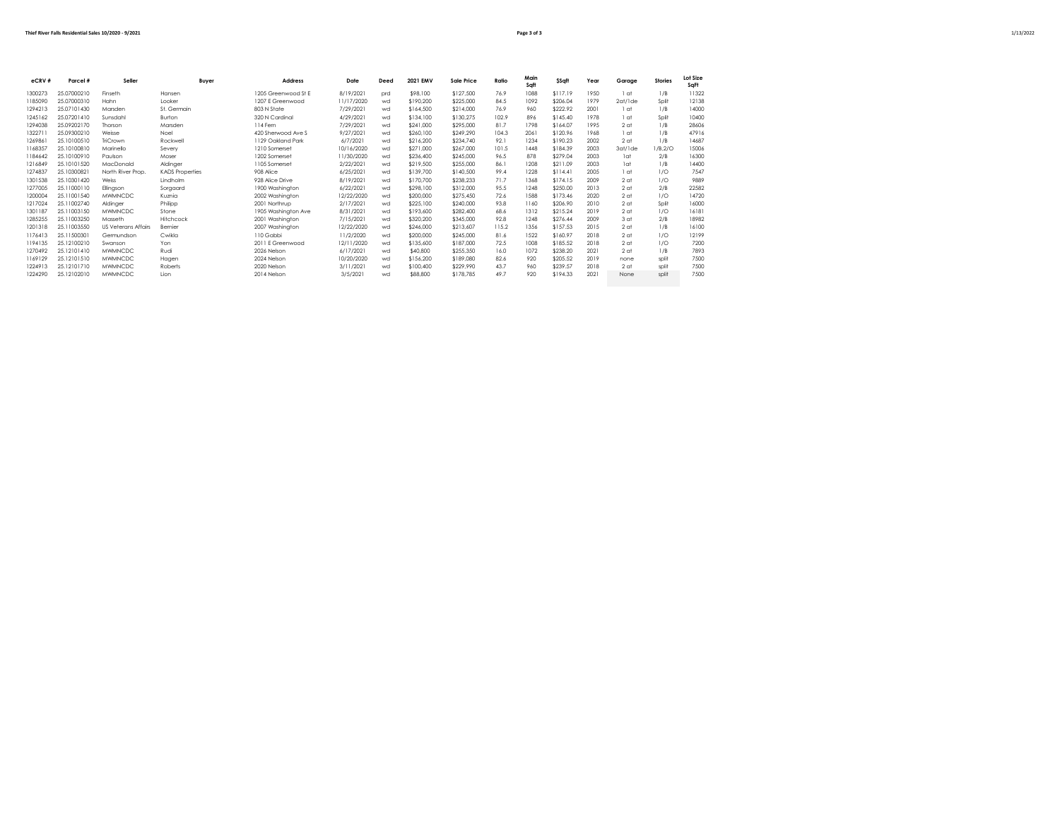| eCRV # | Parcel # | Seller | Buyer | Address | Date | Deed | 2021 EMV | Sale Price | Ratio | Main Sqft | $Sqft | Year | Garage | Stories | Lot Size SqFt |
|---|---|---|---|---|---|---|---|---|---|---|---|---|---|---|---|
| 1300273 | 25.07000210 | Finseth | Hansen | 1205 Greenwood St E | 8/19/2021 | prd | $98,100 | $127,500 | 76.9 | 1088 | $117.19 | 1950 | 1 at | 1/B | 11322 |
| 1185090 | 25.07000310 | Hahn | Looker | 1207 E Greenwood | 11/17/2020 | wd | $190,200 | $225,000 | 84.5 | 1092 | $206.04 | 1979 | 2at/1de | Split | 12138 |
| 1294213 | 25.07101430 | Marsden | St. Germain | 803 N State | 7/29/2021 | wd | $164,500 | $214,000 | 76.9 | 960 | $222.92 | 2001 | 1 at | 1/B | 14000 |
| 1245162 | 25.07201410 | Sunsdahl | Burton | 320 N Cardinal | 4/29/2021 | wd | $134,100 | $130,275 | 102.9 | 896 | $145.40 | 1978 | 1 at | Split | 10400 |
| 1294038 | 25.09202170 | Thorson | Marsden | 114 Fern | 7/29/2021 | wd | $241,000 | $295,000 | 81.7 | 1798 | $164.07 | 1995 | 2 at | 1/B | 28606 |
| 1322711 | 25.09300210 | Weisse | Noel | 420 Sherwood Ave S | 9/27/2021 | wd | $260,100 | $249,290 | 104.3 | 2061 | $120.96 | 1968 | 1 at | 1/B | 47916 |
| 1269861 | 25.10100510 | TriCrown | Rockwell | 1129 Oakland Park | 6/7/2021 | wd | $216,200 | $234,740 | 92.1 | 1234 | $190.23 | 2002 | 2 at | 1/B | 14687 |
| 1168357 | 25.10100810 | Marinello | Severy | 1210 Somerset | 10/16/2020 | wd | $271,000 | $267,000 | 101.5 | 1448 | $184.39 | 2003 | 3at/1de | 1/B,2/O | 15006 |
| 1184642 | 25.10100910 | Paulson | Moser | 1202 Somerset | 11/30/2020 | wd | $236,400 | $245,000 | 96.5 | 878 | $279.04 | 2003 | 1at | 2/B | 16300 |
| 1216849 | 25.10101520 | MacDonald | Aldinger | 1105 Somerset | 2/22/2021 | wd | $219,500 | $255,000 | 86.1 | 1208 | $211.09 | 2003 | 1at | 1/B | 14400 |
| 1274837 | 25.10300821 | North River Prop. | KADS Properties | 908 Alice | 6/25/2021 | wd | $139,700 | $140,500 | 99.4 | 1228 | $114.41 | 2005 | 1 at | 1/O | 7547 |
| 1301538 | 25.10301420 | Weiss | Lindholm | 928 Alice Drive | 8/19/2021 | wd | $170,700 | $238,233 | 71.7 | 1368 | $174.15 | 2009 | 2 at | 1/O | 9889 |
| 1277005 | 25.11000110 | Ellingson | Sorgaard | 1900 Washington | 6/22/2021 | wd | $298,100 | $312,000 | 95.5 | 1248 | $250.00 | 2013 | 2 at | 2/B | 22582 |
| 1200004 | 25.11001540 | MWMNCDC | Kuznia | 2002 Washington | 12/22/2020 | wd | $200,000 | $275,450 | 72.6 | 1588 | $173.46 | 2020 | 2 at | 1/O | 14720 |
| 1217024 | 25.11002740 | Aldinger | Philipp | 2001 Northrup | 2/17/2021 | wd | $225,100 | $240,000 | 93.8 | 1160 | $206.90 | 2010 | 2 at | Split | 16000 |
| 1301187 | 25.11003150 | MWMNCDC | Stone | 1905 Washington Ave | 8/31/2021 | wd | $193,600 | $282,400 | 68.6 | 1312 | $215.24 | 2019 | 2 at | 1/O | 16181 |
| 1285255 | 25.11003250 | Masseth | Hitchcock | 2001 Washington | 7/15/2021 | wd | $320,200 | $345,000 | 92.8 | 1248 | $276.44 | 2009 | 3 at | 2/B | 18982 |
| 1201318 | 25.11003550 | US Veterans Affairs | Bernier | 2007 Washington | 12/22/2020 | wd | $246,000 | $213,607 | 115.2 | 1356 | $157.53 | 2015 | 2 at | 1/B | 16100 |
| 1176413 | 25.11500301 | Germundson | Cwikla | 110 Gabbi | 11/2/2020 | wd | $200,000 | $245,000 | 81.6 | 1522 | $160.97 | 2018 | 2 at | 1/O | 12199 |
| 1194135 | 25.12100210 | Swanson | Yon | 2011 E Greenwood | 12/11/2020 | wd | $135,600 | $187,000 | 72.5 | 1008 | $185.52 | 2018 | 2 at | 1/O | 7200 |
| 1270492 | 25.12101410 | MWMNCDC | Rudi | 2026 Nelson | 6/17/2021 | wd | $40,800 | $255,350 | 16.0 | 1072 | $238.20 | 2021 | 2 at | 1/B | 7893 |
| 1169129 | 25.12101510 | MWMNCDC | Hagen | 2024 Nelson | 10/20/2020 | wd | $156,200 | $189,080 | 82.6 | 920 | $205.52 | 2019 | none | split | 7500 |
| 1224913 | 25.12101710 | MWMNCDC | Roberts | 2020 Nelson | 3/11/2021 | wd | $100,400 | $229,990 | 43.7 | 960 | $239.57 | 2018 | 2 at | split | 7500 |
| 1224290 | 25.12102010 | MWMNCDC | Lion | 2014 Nelson | 3/5/2021 | wd | $88,800 | $178,785 | 49.7 | 920 | $194.33 | 2021 | None | split | 7500 |